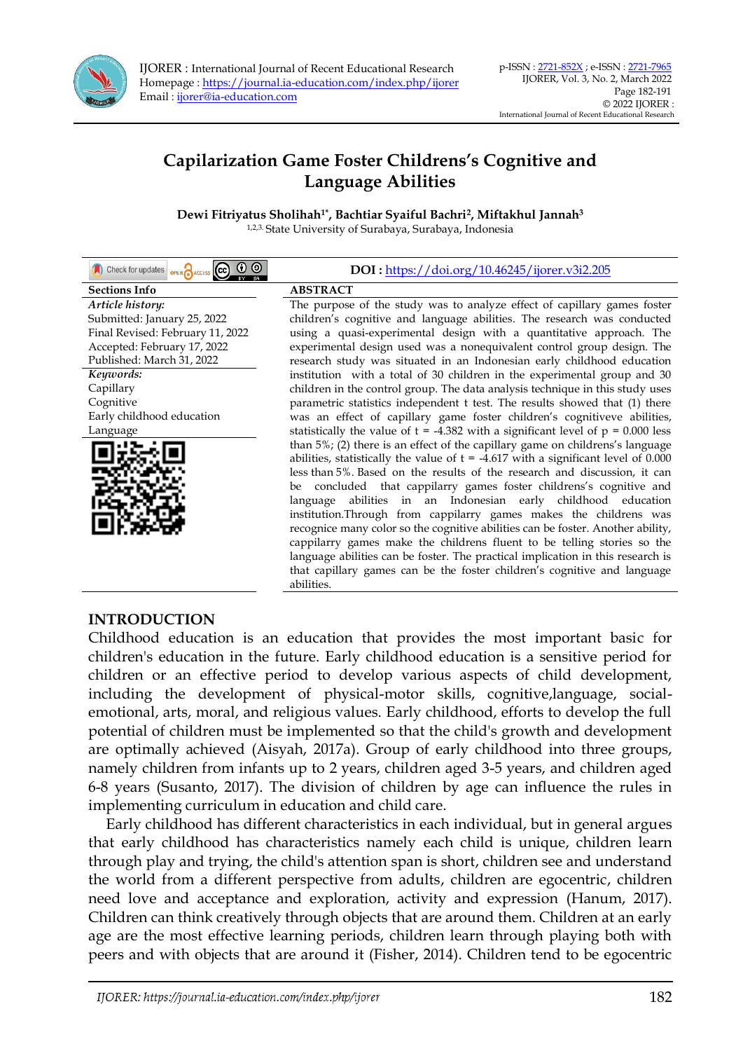# Capilarization Game Foster Childrens's Cognitive and Language Abilities

**Dewi Fitriyatus Sholihah[1*], Bachtiar Syaiful Bachri[2], Miftakhul Jannah[3]**
[1,2,3] State University of Surabaya, Surabaya, Indonesia

**DOI :** https://doi.org/10.46245/ijorer.v3i2.205

| Sections Info | ABSTRACT |
|---|---|
| ***Article history:*** Submitted: January 25, 2022; Final Revised: February 11, 2022; Accepted: February 17, 2022; Published: March 31, 2022 ***Keywords:*** Capillary; Cognitive; Early childhood education; Language | The purpose of the study was to analyze effect of capillary games foster children's cognitive and language abilities. The research was conducted using a quasi-experimental design with a quantitative approach. The experimental design used was a nonequivalent control group design. The research study was situated in an Indonesian early childhood education institution with a total of 30 children in the experimental group and 30 children in the control group. The data analysis technique in this study uses parametric statistics independent t test. The results showed that (1) there was an effect of capillary game foster children's cognitiveve abilities, statistically the value of t = -4.382 with a significant level of p = 0.000 less than 5%; (2) there is an effect of the capillary game on childrens's language abilities, statistically the value of t = -4.617 with a significant level of 0.000 less than 5%. Based on the results of the research and discussion, it can be concluded that cappilarry games foster childrens's cognitive and language abilities in an Indonesian early childhood education institution.Through from cappilarry games makes the childrens was recognice many color so the cognitive abilities can be foster. Another ability, cappilarry games make the childrens fluent to be telling stories so the language abilities can be foster. The practical implication in this research is that capillary games can be the foster children's cognitive and language abilities. |

## INTRODUCTION

Childhood education is an education that provides the most important basic for children's education in the future. Early childhood education is a sensitive period for children or an effective period to develop various aspects of child development, including the development of physical-motor skills, cognitive,language, social-emotional, arts, moral, and religious values. Early childhood, efforts to develop the full potential of children must be implemented so that the child's growth and development are optimally achieved (Aisyah, 2017a). Group of early childhood into three groups, namely children from infants up to 2 years, children aged 3-5 years, and children aged 6-8 years (Susanto, 2017). The division of children by age can influence the rules in implementing curriculum in education and child care.

Early childhood has different characteristics in each individual, but in general argues that early childhood has characteristics namely each child is unique, children learn through play and trying, the child's attention span is short, children see and understand the world from a different perspective from adults, children are egocentric, children need love and acceptance and exploration, activity and expression (Hanum, 2017). Children can think creatively through objects that are around them. Children at an early age are the most effective learning periods, children learn through playing both with peers and with objects that are around it (Fisher, 2014). Children tend to be egocentric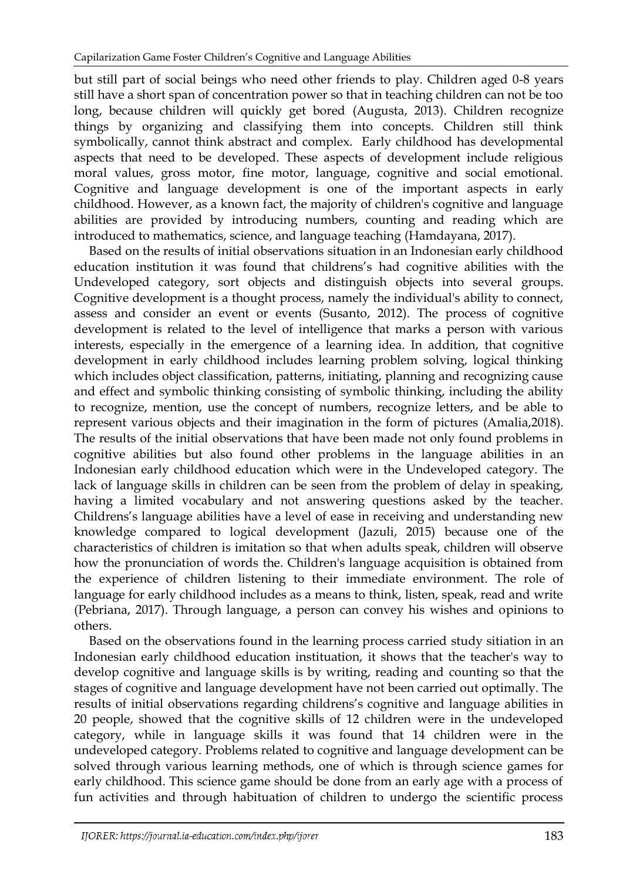but still part of social beings who need other friends to play. Children aged 0-8 years still have a short span of concentration power so that in teaching children can not be too long, because children will quickly get bored (Augusta, 2013). Children recognize things by organizing and classifying them into concepts. Children still think symbolically, cannot think abstract and complex. Early childhood has developmental aspects that need to be developed. These aspects of development include religious moral values, gross motor, fine motor, language, cognitive and social emotional. Cognitive and language development is one of the important aspects in early childhood. However, as a known fact, the majority of children's cognitive and language abilities are provided by introducing numbers, counting and reading which are introduced to mathematics, science, and language teaching (Hamdayana, 2017).

Based on the results of initial observations situation in an Indonesian early childhood education institution it was found that childrens's had cognitive abilities with the Undeveloped category, sort objects and distinguish objects into several groups. Cognitive development is a thought process, namely the individual's ability to connect, assess and consider an event or events (Susanto, 2012). The process of cognitive development is related to the level of intelligence that marks a person with various interests, especially in the emergence of a learning idea. In addition, that cognitive development in early childhood includes learning problem solving, logical thinking which includes object classification, patterns, initiating, planning and recognizing cause and effect and symbolic thinking consisting of symbolic thinking, including the ability to recognize, mention, use the concept of numbers, recognize letters, and be able to represent various objects and their imagination in the form of pictures (Amalia,2018). The results of the initial observations that have been made not only found problems in cognitive abilities but also found other problems in the language abilities in an Indonesian early childhood education which were in the Undeveloped category. The lack of language skills in children can be seen from the problem of delay in speaking, having a limited vocabulary and not answering questions asked by the teacher. Childrens's language abilities have a level of ease in receiving and understanding new knowledge compared to logical development (Jazuli, 2015) because one of the characteristics of children is imitation so that when adults speak, children will observe how the pronunciation of words the. Children's language acquisition is obtained from the experience of children listening to their immediate environment. The role of language for early childhood includes as a means to think, listen, speak, read and write (Pebriana, 2017). Through language, a person can convey his wishes and opinions to others.

Based on the observations found in the learning process carried study sitiation in an Indonesian early childhood education instituation, it shows that the teacher's way to develop cognitive and language skills is by writing, reading and counting so that the stages of cognitive and language development have not been carried out optimally. The results of initial observations regarding childrens's cognitive and language abilities in 20 people, showed that the cognitive skills of 12 children were in the undeveloped category, while in language skills it was found that 14 children were in the undeveloped category. Problems related to cognitive and language development can be solved through various learning methods, one of which is through science games for early childhood. This science game should be done from an early age with a process of fun activities and through habituation of children to undergo the scientific process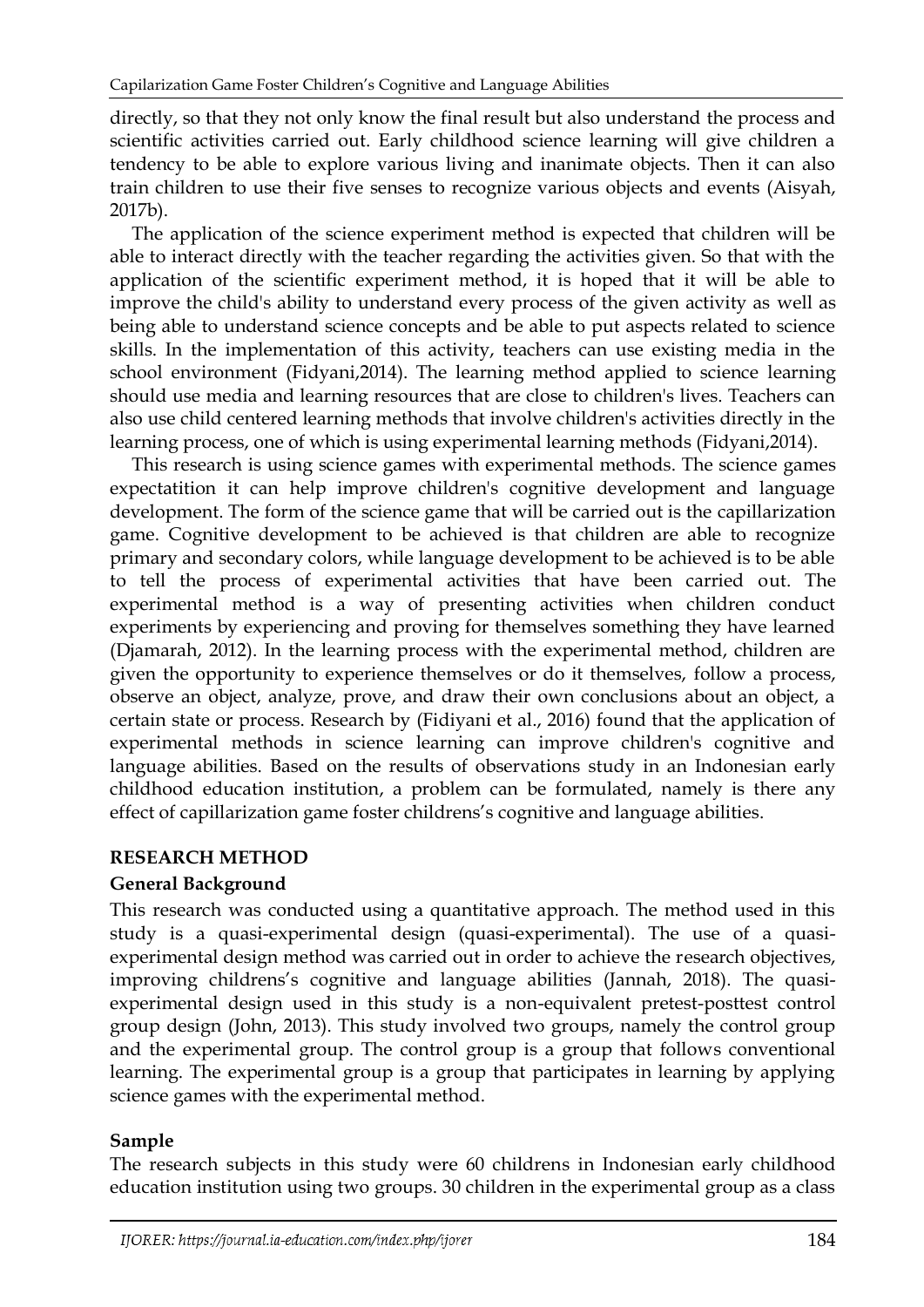directly, so that they not only know the final result but also understand the process and scientific activities carried out. Early childhood science learning will give children a tendency to be able to explore various living and inanimate objects. Then it can also train children to use their five senses to recognize various objects and events (Aisyah, 2017b).

The application of the science experiment method is expected that children will be able to interact directly with the teacher regarding the activities given. So that with the application of the scientific experiment method, it is hoped that it will be able to improve the child's ability to understand every process of the given activity as well as being able to understand science concepts and be able to put aspects related to science skills. In the implementation of this activity, teachers can use existing media in the school environment (Fidyani,2014). The learning method applied to science learning should use media and learning resources that are close to children's lives. Teachers can also use child centered learning methods that involve children's activities directly in the learning process, one of which is using experimental learning methods (Fidyani,2014).

This research is using science games with experimental methods. The science games expectatition it can help improve children's cognitive development and language development. The form of the science game that will be carried out is the capillarization game. Cognitive development to be achieved is that children are able to recognize primary and secondary colors, while language development to be achieved is to be able to tell the process of experimental activities that have been carried out. The experimental method is a way of presenting activities when children conduct experiments by experiencing and proving for themselves something they have learned (Djamarah, 2012). In the learning process with the experimental method, children are given the opportunity to experience themselves or do it themselves, follow a process, observe an object, analyze, prove, and draw their own conclusions about an object, a certain state or process. Research by (Fidiyani et al., 2016) found that the application of experimental methods in science learning can improve children's cognitive and language abilities. Based on the results of observations study in an Indonesian early childhood education institution, a problem can be formulated, namely is there any effect of capillarization game foster childrens's cognitive and language abilities.

## RESEARCH METHOD

### General Background

This research was conducted using a quantitative approach. The method used in this study is a quasi-experimental design (quasi-experimental). The use of a quasi-experimental design method was carried out in order to achieve the research objectives, improving childrens's cognitive and language abilities (Jannah, 2018). The quasi-experimental design used in this study is a non-equivalent pretest-posttest control group design (John, 2013). This study involved two groups, namely the control group and the experimental group. The control group is a group that follows conventional learning. The experimental group is a group that participates in learning by applying science games with the experimental method.

### Sample

The research subjects in this study were 60 childrens in Indonesian early childhood education institution using two groups. 30 children in the experimental group as a class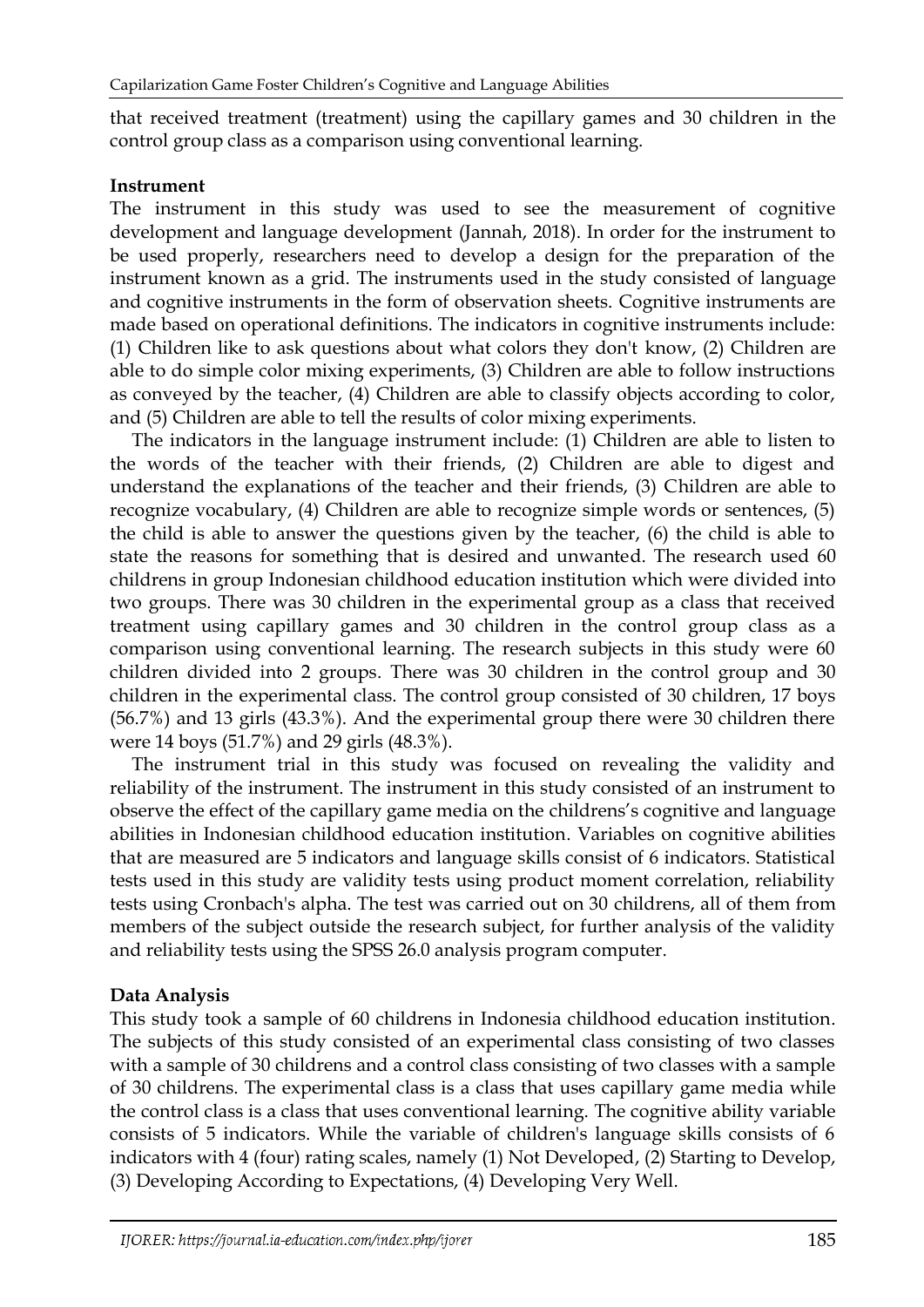that received treatment (treatment) using the capillary games and 30 children in the control group class as a comparison using conventional learning.

**Instrument**

The instrument in this study was used to see the measurement of cognitive development and language development (Jannah, 2018). In order for the instrument to be used properly, researchers need to develop a design for the preparation of the instrument known as a grid. The instruments used in the study consisted of language and cognitive instruments in the form of observation sheets. Cognitive instruments are made based on operational definitions. The indicators in cognitive instruments include: (1) Children like to ask questions about what colors they don't know, (2) Children are able to do simple color mixing experiments, (3) Children are able to follow instructions as conveyed by the teacher, (4) Children are able to classify objects according to color, and (5) Children are able to tell the results of color mixing experiments.

The indicators in the language instrument include: (1) Children are able to listen to the words of the teacher with their friends, (2) Children are able to digest and understand the explanations of the teacher and their friends, (3) Children are able to recognize vocabulary, (4) Children are able to recognize simple words or sentences, (5) the child is able to answer the questions given by the teacher, (6) the child is able to state the reasons for something that is desired and unwanted. The research used 60 childrens in group Indonesian childhood education institution which were divided into two groups. There was 30 children in the experimental group as a class that received treatment using capillary games and 30 children in the control group class as a comparison using conventional learning. The research subjects in this study were 60 children divided into 2 groups. There was 30 children in the control group and 30 children in the experimental class. The control group consisted of 30 children, 17 boys (56.7%) and 13 girls (43.3%). And the experimental group there were 30 children there were 14 boys (51.7%) and 29 girls (48.3%).

The instrument trial in this study was focused on revealing the validity and reliability of the instrument. The instrument in this study consisted of an instrument to observe the effect of the capillary game media on the childrens's cognitive and language abilities in Indonesian childhood education institution. Variables on cognitive abilities that are measured are 5 indicators and language skills consist of 6 indicators. Statistical tests used in this study are validity tests using product moment correlation, reliability tests using Cronbach's alpha. The test was carried out on 30 childrens, all of them from members of the subject outside the research subject, for further analysis of the validity and reliability tests using the SPSS 26.0 analysis program computer.

**Data Analysis**

This study took a sample of 60 childrens in Indonesia childhood education institution. The subjects of this study consisted of an experimental class consisting of two classes with a sample of 30 childrens and a control class consisting of two classes with a sample of 30 childrens. The experimental class is a class that uses capillary game media while the control class is a class that uses conventional learning. The cognitive ability variable consists of 5 indicators. While the variable of children's language skills consists of 6 indicators with 4 (four) rating scales, namely (1) Not Developed, (2) Starting to Develop, (3) Developing According to Expectations, (4) Developing Very Well.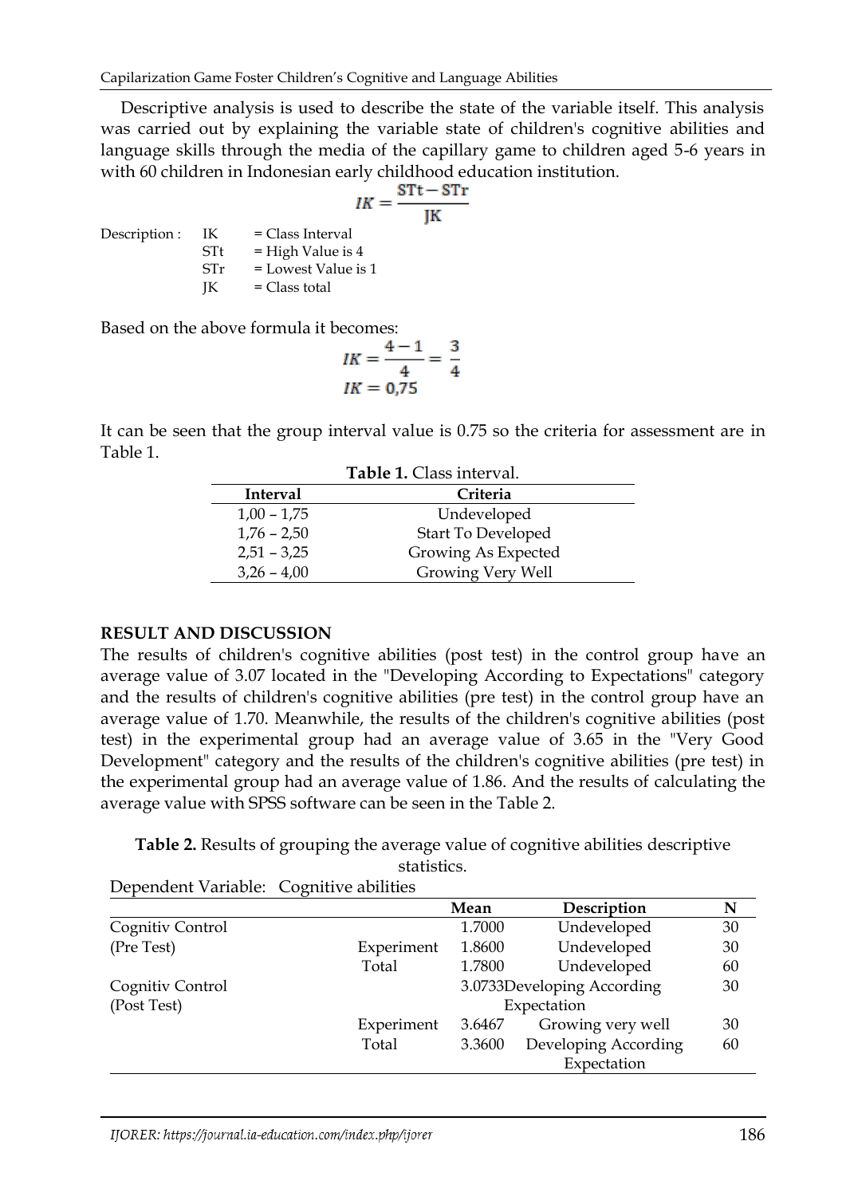Descriptive analysis is used to describe the state of the variable itself. This analysis was carried out by explaining the variable state of children's cognitive abilities and language skills through the media of the capillary game to children aged 5-6 years in with 60 children in Indonesian early childhood education institution.

$$IK = \frac{STt - STr}{JK}$$

Description : IK = Class Interval
STt = High Value is 4
STr = Lowest Value is 1
JK = Class total

Based on the above formula it becomes:

$$IK = \frac{4-1}{4} = \frac{3}{4}$$
$$IK = 0{,}75$$

It can be seen that the group interval value is 0.75 so the criteria for assessment are in Table 1.

**Table 1.** Class interval.

| Interval | Criteria |
|---|---|
| 1,00 – 1,75 | Undeveloped |
| 1,76 – 2,50 | Start To Developed |
| 2,51 – 3,25 | Growing As Expected |
| 3,26 – 4,00 | Growing Very Well |

## RESULT AND DISCUSSION

The results of children's cognitive abilities (post test) in the control group have an average value of 3.07 located in the "Developing According to Expectations" category and the results of children's cognitive abilities (pre test) in the control group have an average value of 1.70. Meanwhile, the results of the children's cognitive abilities (post test) in the experimental group had an average value of 3.65 in the "Very Good Development" category and the results of the children's cognitive abilities (pre test) in the experimental group had an average value of 1.86. And the results of calculating the average value with SPSS software can be seen in the Table 2.

**Table 2.** Results of grouping the average value of cognitive abilities descriptive statistics.

Dependent Variable: Cognitive abilities

| | | Mean | Description | N |
|---|---|---|---|---|
| Cognitiv (Pre Test) | Control | 1.7000 | Undeveloped | 30 |
| | Experiment | 1.8600 | Undeveloped | 30 |
| | Total | 1.7800 | Undeveloped | 60 |
| Cognitiv (Post Test) | Control | 3.0733 | Developing According Expectation | 30 |
| | Experiment | 3.6467 | Growing very well | 30 |
| | Total | 3.3600 | Developing According Expectation | 60 |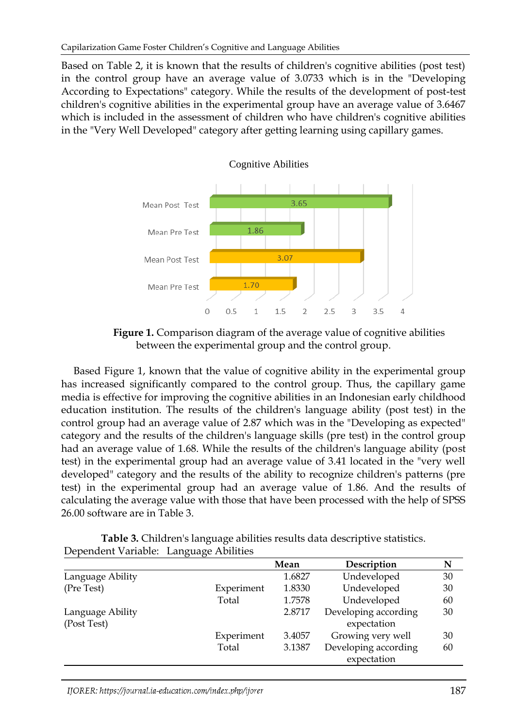Based on Table 2, it is known that the results of children's cognitive abilities (post test) in the control group have an average value of 3.0733 which is in the "Developing According to Expectations" category. While the results of the development of post-test children's cognitive abilities in the experimental group have an average value of 3.6467 which is included in the assessment of children who have children's cognitive abilities in the "Very Well Developed" category after getting learning using capillary games.

**Figure 1.** Comparison diagram of the average value of cognitive abilities between the experimental group and the control group.

Based Figure 1, known that the value of cognitive ability in the experimental group has increased significantly compared to the control group. Thus, the capillary game media is effective for improving the cognitive abilities in an Indonesian early childhood education institution. The results of the children's language ability (post test) in the control group had an average value of 2.87 which was in the "Developing as expected" category and the results of the children's language skills (pre test) in the control group had an average value of 1.68. While the results of the children's language ability (post test) in the experimental group had an average value of 3.41 located in the "very well developed" category and the results of the ability to recognize children's patterns (pre test) in the experimental group had an average value of 1.86. And the results of calculating the average value with those that have been processed with the help of SPSS 26.00 software are in Table 3.

**Table 3.** Children's language abilities results data descriptive statistics.
Dependent Variable: Language Abilities

| | | Mean | Description | N |
|---|---|---|---|---|
| Language Ability (Pre Test) | | 1.6827 | Undeveloped | 30 |
| | Experiment | 1.8330 | Undeveloped | 30 |
| | Total | 1.7578 | Undeveloped | 60 |
| Language Ability (Post Test) | | 2.8717 | Developing according expectation | 30 |
| | Experiment | 3.4057 | Growing very well | 30 |
| | Total | 3.1387 | Developing according expectation | 60 |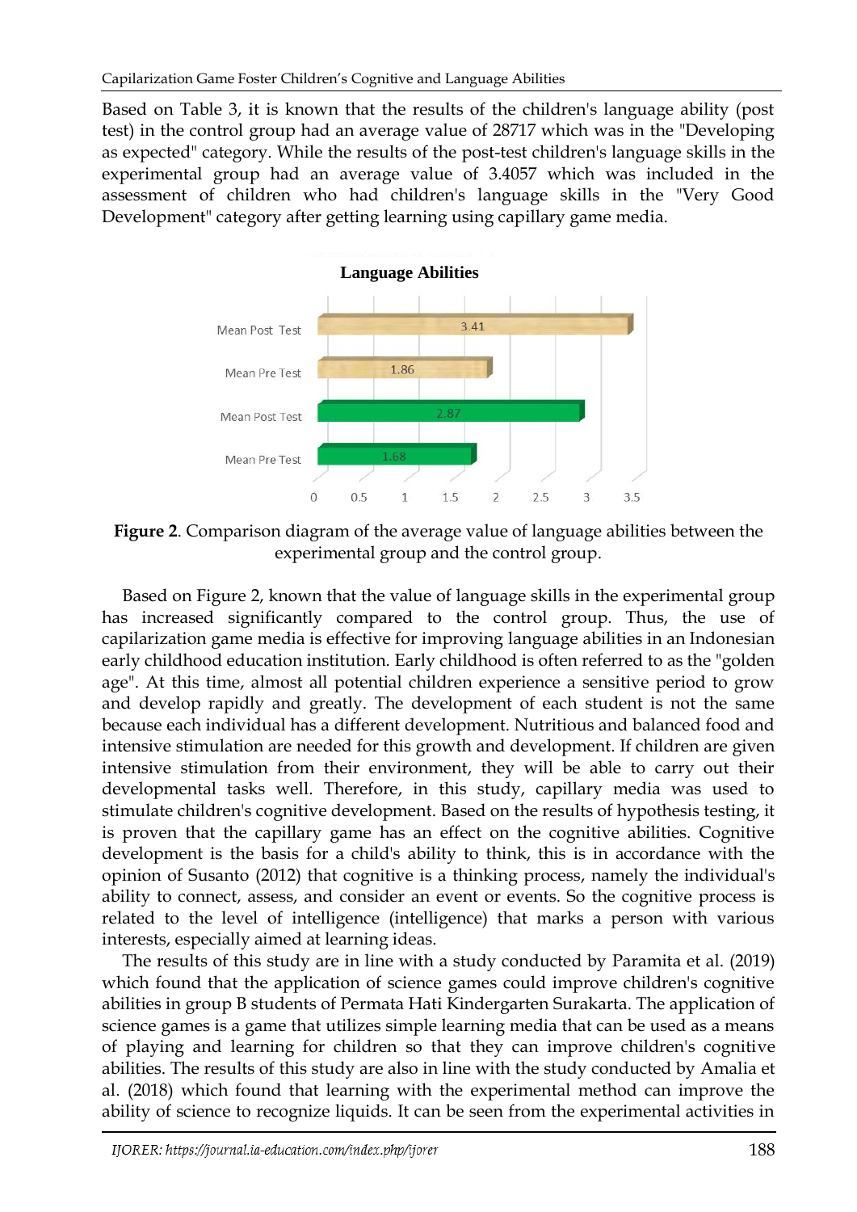Based on Table 3, it is known that the results of the children's language ability (post test) in the control group had an average value of 28717 which was in the "Developing as expected" category. While the results of the post-test children's language skills in the experimental group had an average value of 3.4057 which was included in the assessment of children who had children's language skills in the "Very Good Development" category after getting learning using capillary game media.

**Language Abilities**

| | Value |
|---|---|
| Mean Post Test | 3.41 |
| Mean Pre Test | 1.86 |
| Mean Post Test | 2.87 |
| Mean Pre Test | 1.68 |

**Figure 2**. Comparison diagram of the average value of language abilities between the experimental group and the control group.

Based on Figure 2, known that the value of language skills in the experimental group has increased significantly compared to the control group. Thus, the use of capilarization game media is effective for improving language abilities in an Indonesian early childhood education institution. Early childhood is often referred to as the "golden age". At this time, almost all potential children experience a sensitive period to grow and develop rapidly and greatly. The development of each student is not the same because each individual has a different development. Nutritious and balanced food and intensive stimulation are needed for this growth and development. If children are given intensive stimulation from their environment, they will be able to carry out their developmental tasks well. Therefore, in this study, capillary media was used to stimulate children's cognitive development. Based on the results of hypothesis testing, it is proven that the capillary game has an effect on the cognitive abilities. Cognitive development is the basis for a child's ability to think, this is in accordance with the opinion of Susanto (2012) that cognitive is a thinking process, namely the individual's ability to connect, assess, and consider an event or events. So the cognitive process is related to the level of intelligence (intelligence) that marks a person with various interests, especially aimed at learning ideas.

The results of this study are in line with a study conducted by Paramita et al. (2019) which found that the application of science games could improve children's cognitive abilities in group B students of Permata Hati Kindergarten Surakarta. The application of science games is a game that utilizes simple learning media that can be used as a means of playing and learning for children so that they can improve children's cognitive abilities. The results of this study are also in line with the study conducted by Amalia et al. (2018) which found that learning with the experimental method can improve the ability of science to recognize liquids. It can be seen from the experimental activities in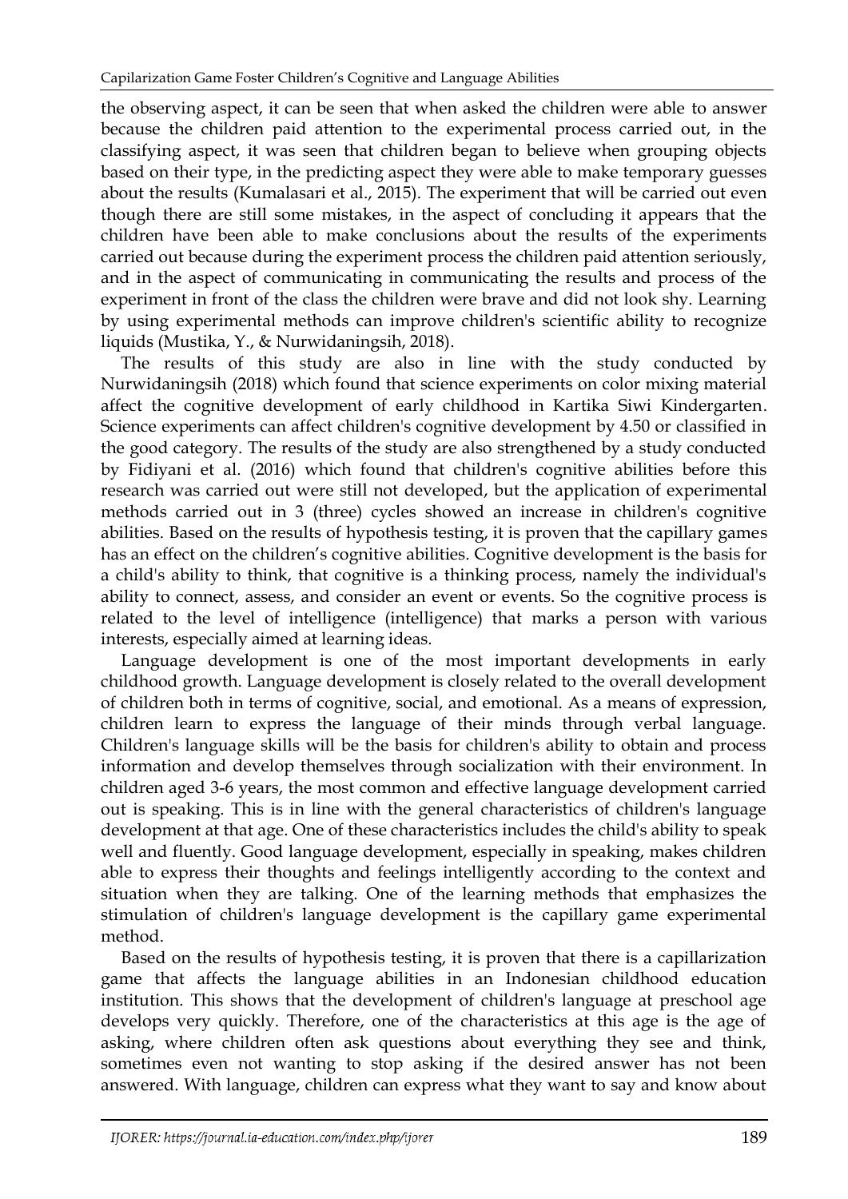the observing aspect, it can be seen that when asked the children were able to answer because the children paid attention to the experimental process carried out, in the classifying aspect, it was seen that children began to believe when grouping objects based on their type, in the predicting aspect they were able to make temporary guesses about the results (Kumalasari et al., 2015). The experiment that will be carried out even though there are still some mistakes, in the aspect of concluding it appears that the children have been able to make conclusions about the results of the experiments carried out because during the experiment process the children paid attention seriously, and in the aspect of communicating in communicating the results and process of the experiment in front of the class the children were brave and did not look shy. Learning by using experimental methods can improve children's scientific ability to recognize liquids (Mustika, Y., & Nurwidaningsih, 2018).

The results of this study are also in line with the study conducted by Nurwidaningsih (2018) which found that science experiments on color mixing material affect the cognitive development of early childhood in Kartika Siwi Kindergarten. Science experiments can affect children's cognitive development by 4.50 or classified in the good category. The results of the study are also strengthened by a study conducted by Fidiyani et al. (2016) which found that children's cognitive abilities before this research was carried out were still not developed, but the application of experimental methods carried out in 3 (three) cycles showed an increase in children's cognitive abilities. Based on the results of hypothesis testing, it is proven that the capillary games has an effect on the children's cognitive abilities. Cognitive development is the basis for a child's ability to think, that cognitive is a thinking process, namely the individual's ability to connect, assess, and consider an event or events. So the cognitive process is related to the level of intelligence (intelligence) that marks a person with various interests, especially aimed at learning ideas.

Language development is one of the most important developments in early childhood growth. Language development is closely related to the overall development of children both in terms of cognitive, social, and emotional. As a means of expression, children learn to express the language of their minds through verbal language. Children's language skills will be the basis for children's ability to obtain and process information and develop themselves through socialization with their environment. In children aged 3-6 years, the most common and effective language development carried out is speaking. This is in line with the general characteristics of children's language development at that age. One of these characteristics includes the child's ability to speak well and fluently. Good language development, especially in speaking, makes children able to express their thoughts and feelings intelligently according to the context and situation when they are talking. One of the learning methods that emphasizes the stimulation of children's language development is the capillary game experimental method.

Based on the results of hypothesis testing, it is proven that there is a capillarization game that affects the language abilities in an Indonesian childhood education institution. This shows that the development of children's language at preschool age develops very quickly. Therefore, one of the characteristics at this age is the age of asking, where children often ask questions about everything they see and think, sometimes even not wanting to stop asking if the desired answer has not been answered. With language, children can express what they want to say and know about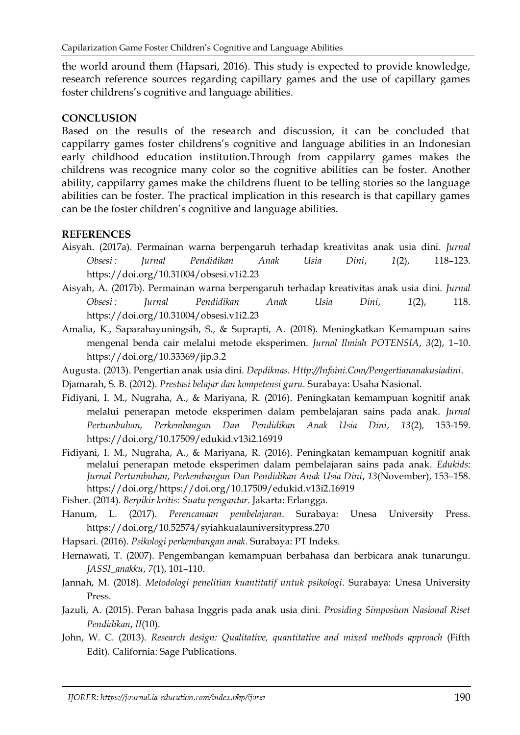the world around them (Hapsari, 2016). This study is expected to provide knowledge, research reference sources regarding capillary games and the use of capillary games foster childrens's cognitive and language abilities.

## CONCLUSION

Based on the results of the research and discussion, it can be concluded that cappilarry games foster childrens's cognitive and language abilities in an Indonesian early childhood education institution.Through from cappilarry games makes the childrens was recognice many color so the cognitive abilities can be foster. Another ability, cappilarry games make the childrens fluent to be telling stories so the language abilities can be foster. The practical implication in this research is that capillary games can be the foster children's cognitive and language abilities.

## REFERENCES

Aisyah. (2017a). Permainan warna berpengaruh terhadap kreativitas anak usia dini. *Jurnal Obsesi : Jurnal Pendidikan Anak Usia Dini*, *1*(2), 118–123. https://doi.org/10.31004/obsesi.v1i2.23

Aisyah, A. (2017b). Permainan warna berpengaruh terhadap kreativitas anak usia dini. *Jurnal Obsesi : Jurnal Pendidikan Anak Usia Dini*, *1*(2), 118. https://doi.org/10.31004/obsesi.v1i2.23

Amalia, K., Saparahayuningsih, S., & Suprapti, A. (2018). Meningkatkan Kemampuan sains mengenal benda cair melalui metode eksperimen. *Jurnal Ilmiah POTENSIA*, *3*(2), 1–10. https://doi.org/10.33369/jip.3.2

Augusta. (2013). Pengertian anak usia dini. *Depdiknas. Http://Infoini.Com/Pengertiananakusiadini*.

Djamarah, S. B. (2012). *Prestasi belajar dan kompetensi guru*. Surabaya: Usaha Nasional.

Fidiyani, I. M., Nugraha, A., & Mariyana, R. (2016). Peningkatan kemampuan kognitif anak melalui penerapan metode eksperimen dalam pembelajaran sains pada anak. *Jurnal Pertumbuhan, Perkembangan Dan Pendidikan Anak Usia Dini, 13*(2)*,* 153-159. https://doi.org/10.17509/edukid.v13i2.16919

Fidiyani, I. M., Nugraha, A., & Mariyana, R. (2016). Peningkatan kemampuan kognitif anak melalui penerapan metode eksperimen dalam pembelajaran sains pada anak. *Edukids: Jurnal Pertumbuhan, Perkembangan Dan Pendidikan Anak Usia Dini*, *13*(November), 153–158. https://doi.org/https://doi.org/10.17509/edukid.v13i2.16919

Fisher. (2014). *Berpikir kritis: Suatu pengantar*. Jakarta: Erlangga.

Hanum, L. (2017). *Perencanaan pembelajaran*. Surabaya: Unesa University Press. https://doi.org/10.52574/syiahkualauniversitypress.270

Hapsari. (2016). *Psikologi perkembangan anak*. Surabaya: PT Indeks.

Hernawati, T. (2007). Pengembangan kemampuan berbahasa dan berbicara anak tunarungu. *JASSI_anakku*, *7*(1), 101–110.

Jannah, M. (2018). *Metodologi penelitian kuantitatif untuk psikologi*. Surabaya: Unesa University Press.

Jazuli, A. (2015). Peran bahasa Inggris pada anak usia dini. *Prosiding Simposium Nasional Riset Pendidikan*, *II*(10).

John, W. C. (2013). *Research design: Qualitative, quantitative and mixed methods approach* (Fifth Edit). California: Sage Publications.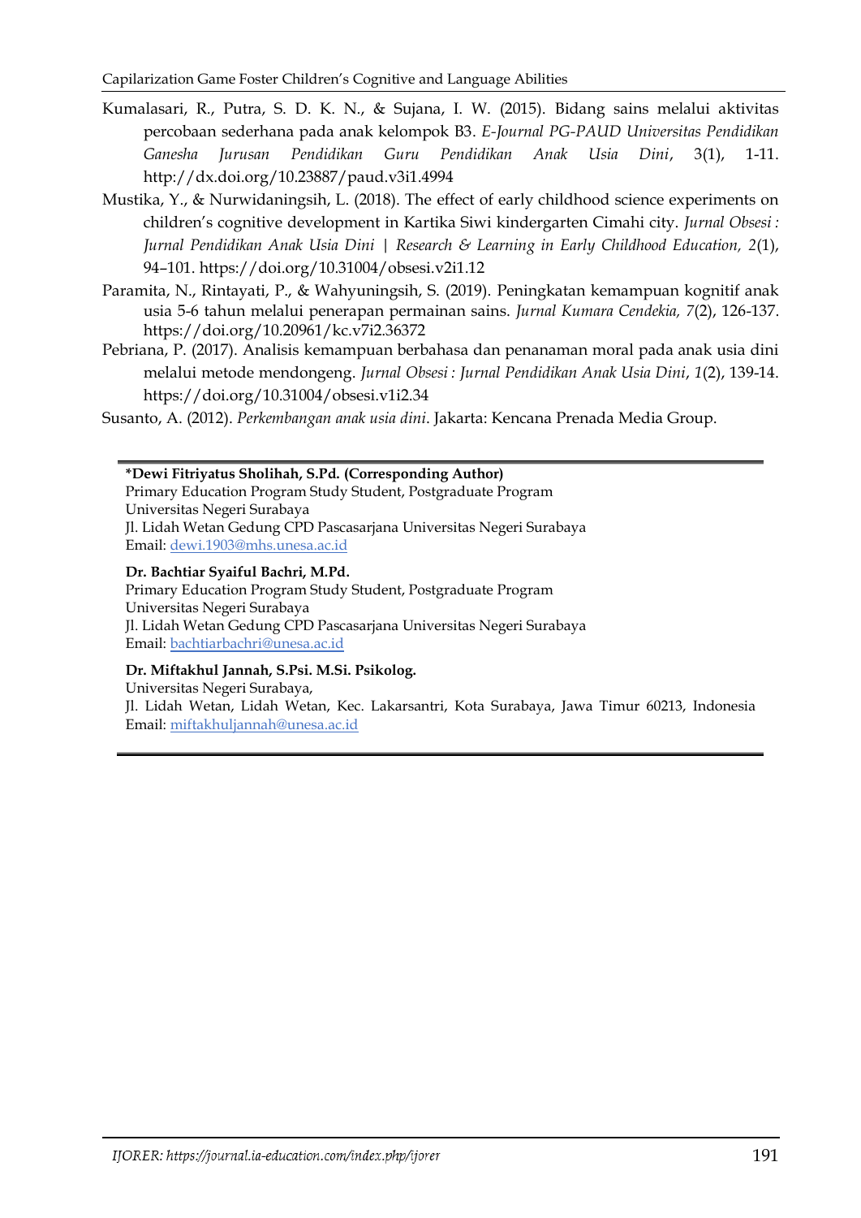Kumalasari, R., Putra, S. D. K. N., & Sujana, I. W. (2015). Bidang sains melalui aktivitas percobaan sederhana pada anak kelompok B3. *E-Journal PG-PAUD Universitas Pendidikan Ganesha Jurusan Pendidikan Guru Pendidikan Anak Usia Dini*, 3(1), 1-11. http://dx.doi.org/10.23887/paud.v3i1.4994

Mustika, Y., & Nurwidaningsih, L. (2018). The effect of early childhood science experiments on children's cognitive development in Kartika Siwi kindergarten Cimahi city. *Jurnal Obsesi : Jurnal Pendidikan Anak Usia Dini | Research & Learning in Early Childhood Education, 2*(1), 94–101. https://doi.org/10.31004/obsesi.v2i1.12

Paramita, N., Rintayati, P., & Wahyuningsih, S. (2019). Peningkatan kemampuan kognitif anak usia 5-6 tahun melalui penerapan permainan sains. *Jurnal Kumara Cendekia, 7*(2), 126-137. https://doi.org/10.20961/kc.v7i2.36372

Pebriana, P. (2017). Analisis kemampuan berbahasa dan penanaman moral pada anak usia dini melalui metode mendongeng. *Jurnal Obsesi : Jurnal Pendidikan Anak Usia Dini*, *1*(2), 139-14. https://doi.org/10.31004/obsesi.v1i2.34

Susanto, A. (2012). *Perkembangan anak usia dini*. Jakarta: Kencana Prenada Media Group.

---

**\*Dewi Fitriyatus Sholihah, S.Pd. (Corresponding Author)**
Primary Education Program Study Student, Postgraduate Program
Universitas Negeri Surabaya
Jl. Lidah Wetan Gedung CPD Pascasarjana Universitas Negeri Surabaya
Email: dewi.1903@mhs.unesa.ac.id

**Dr. Bachtiar Syaiful Bachri, M.Pd.**
Primary Education Program Study Student, Postgraduate Program
Universitas Negeri Surabaya
Jl. Lidah Wetan Gedung CPD Pascasarjana Universitas Negeri Surabaya
Email: bachtiarbachri@unesa.ac.id

**Dr. Miftakhul Jannah, S.Psi. M.Si. Psikolog.**
Universitas Negeri Surabaya,
Jl. Lidah Wetan, Lidah Wetan, Kec. Lakarsantri, Kota Surabaya, Jawa Timur 60213, Indonesia
Email: miftakhuljannah@unesa.ac.id

---